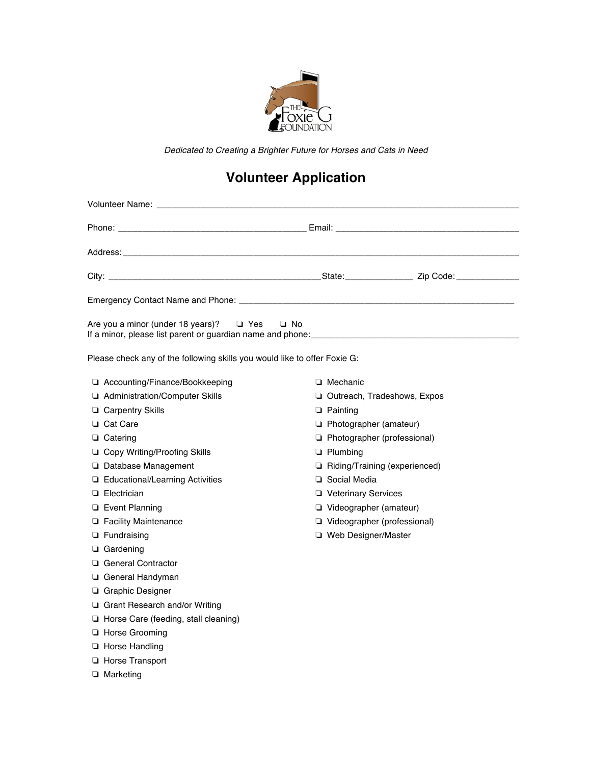*Dedicated to Creating a Brighter Future for Horses and Cats in Need*

# Volunteer Application

Volunteer Name: ___________________________________________________________________________

Phone: _______________________________________ Email: ______________________________________

Address: _____________________________________________________________________________________

City: _____________________________________________State:______________ Zip Code:_____________

Emergency Contact Name and Phone: _________________________________________________________

Are you a minor (under 18 years)? ❏ Yes ❏ No
If a minor, please list parent or guardian name and phone:____________________________________________

Please check any of the following skills you would like to offer Foxie G:

- ❏ Accounting/Finance/Bookkeeping
- ❏ Administration/Computer Skills
- ❏ Carpentry Skills
- ❏ Cat Care
- ❏ Catering
- ❏ Copy Writing/Proofing Skills
- ❏ Database Management
- ❏ Educational/Learning Activities
- ❏ Electrician
- ❏ Event Planning
- ❏ Facility Maintenance
- ❏ Fundraising
- ❏ Gardening
- ❏ General Contractor
- ❏ General Handyman
- ❏ Graphic Designer
- ❏ Grant Research and/or Writing
- ❏ Horse Care (feeding, stall cleaning)
- ❏ Horse Grooming
- ❏ Horse Handling
- ❏ Horse Transport
- ❏ Marketing
- ❏ Mechanic
- ❏ Outreach, Tradeshows, Expos
- ❏ Painting
- ❏ Photographer (amateur)
- ❏ Photographer (professional)
- ❏ Plumbing
- ❏ Riding/Training (experienced)
- ❏ Social Media
- ❏ Veterinary Services
- ❏ Videographer (amateur)
- ❏ Videographer (professional)
- ❏ Web Designer/Master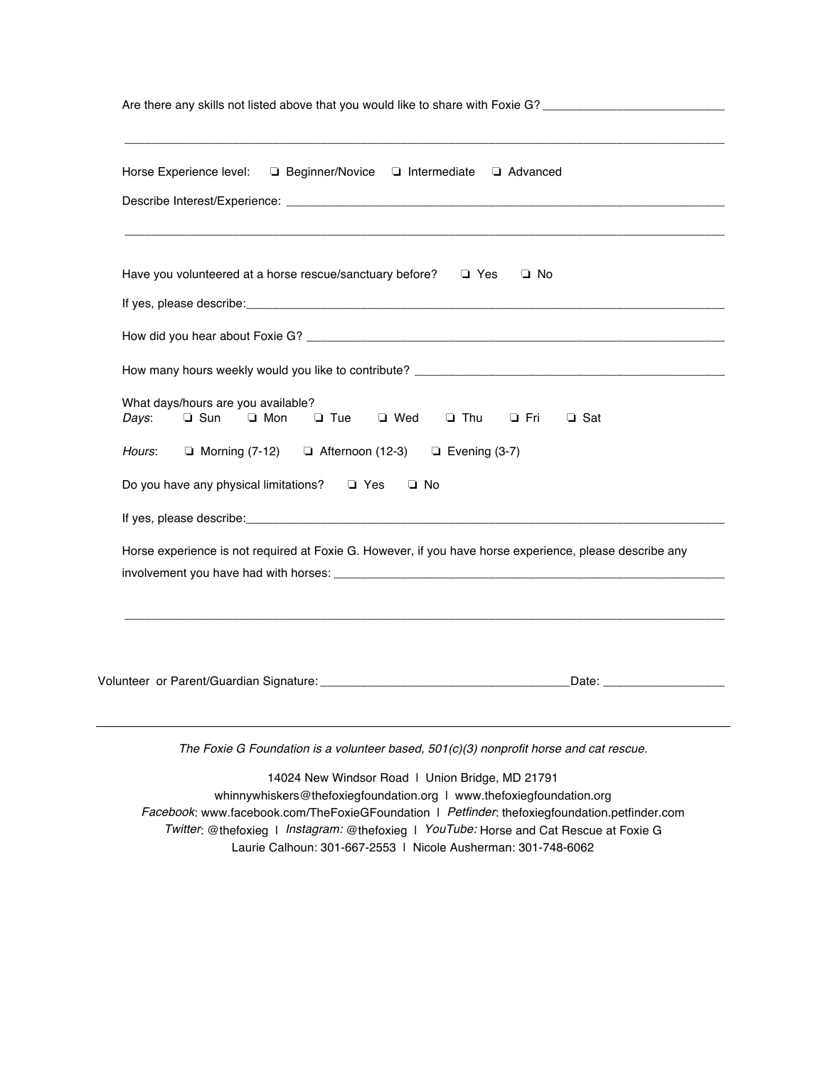Are there any skills not listed above that you would like to share with Foxie G? ___________________________

_____________________________________________________________________________________________

Horse Experience level: ❑ Beginner/Novice ❑ Intermediate ❑ Advanced

Describe Interest/Experience: _________________________________________________________________

_____________________________________________________________________________________________

Have you volunteered at a horse rescue/sanctuary before? ❑ Yes ❑ No

If yes, please describe:________________________________________________________________________

How did you hear about Foxie G? ______________________________________________________________

How many hours weekly would you like to contribute? ______________________________________________

What days/hours are you available?
*Days*: ❑ Sun ❑ Mon ❑ Tue ❑ Wed ❑ Thu ❑ Fri ❑ Sat

*Hours*: ❑ Morning (7-12) ❑ Afternoon (12-3) ❑ Evening (3-7)

Do you have any physical limitations? ❑ Yes ❑ No

If yes, please describe:________________________________________________________________________

Horse experience is not required at Foxie G. However, if you have horse experience, please describe any involvement you have had with horses: ____________________________________________________________

_____________________________________________________________________________________________

Volunteer or Parent/Guardian Signature: ____________________________________ Date: __________________

---

*The Foxie G Foundation is a volunteer based, 501(c)(3) nonprofit horse and cat rescue.*

14024 New Windsor Road | Union Bridge, MD 21791
whinnywhiskers@thefoxiegfoundation.org | www.thefoxiegfoundation.org
*Facebook*: www.facebook.com/TheFoxieGFoundation | *Petfinder*: thefoxiegfoundation.petfinder.com
*Twitter*: @thefoxieg | *Instagram:* @thefoxieg | *YouTube:* Horse and Cat Rescue at Foxie G
Laurie Calhoun: 301-667-2553 | Nicole Ausherman: 301-748-6062